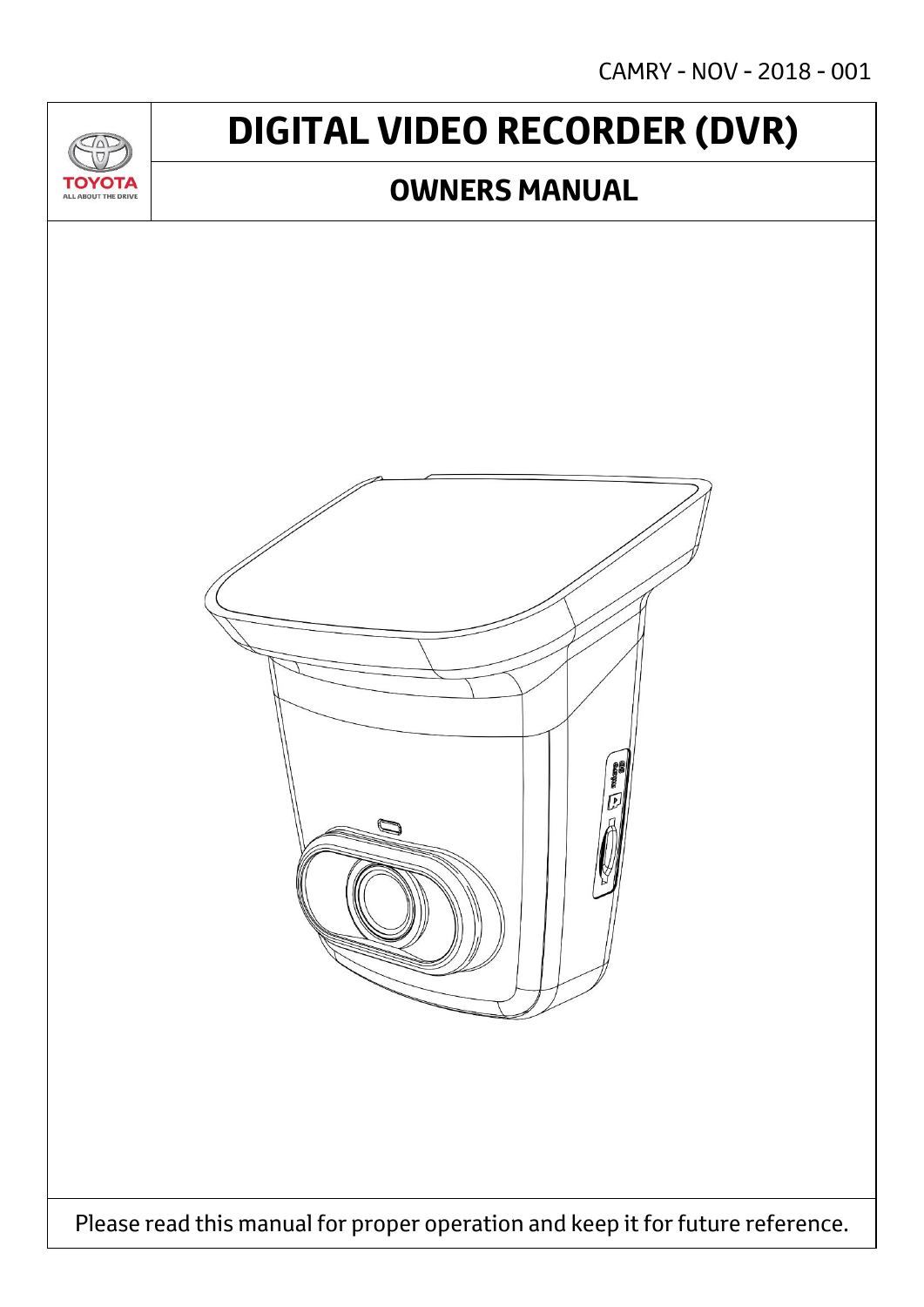CAMRY - NOV - 2018 - 001

TOYOTA
ALL ABOUT THE DRIVE

# DIGITAL VIDEO RECORDER (DVR)

## OWNERS MANUAL

Please read this manual for proper operation and keep it for future reference.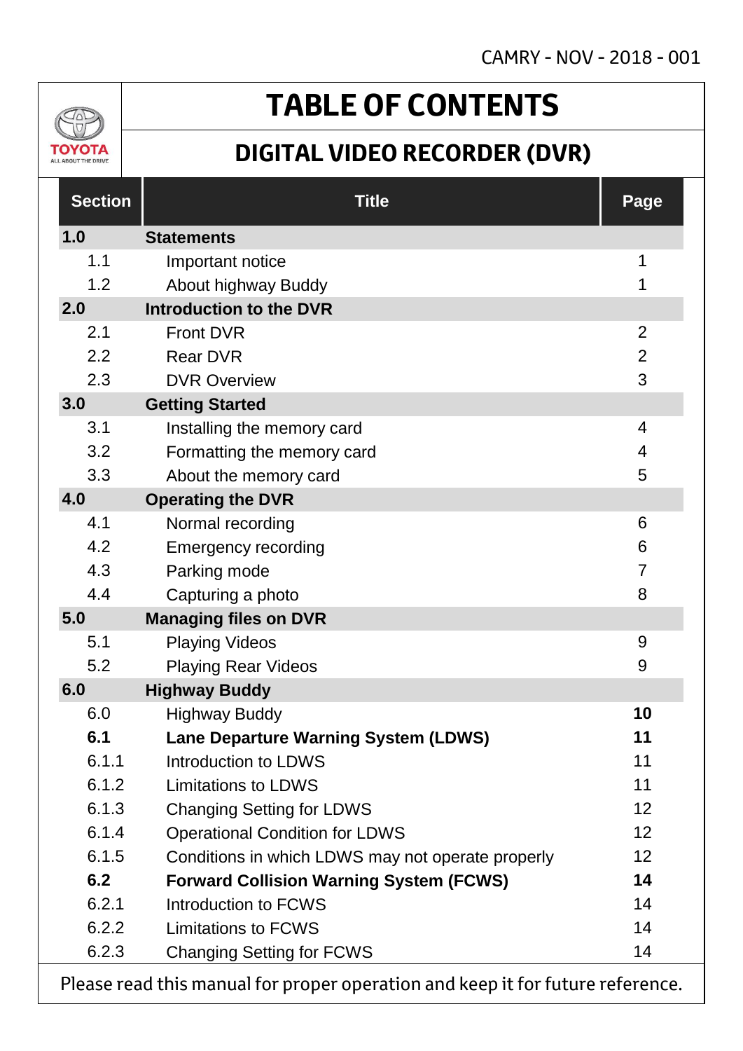CAMRY - NOV - 2018 - 001

# TABLE OF CONTENTS

## DIGITAL VIDEO RECORDER (DVR)

| Section | Title | Page |
|---|---|---|
| **1.0** | **Statements** | |
| 1.1 | Important notice | 1 |
| 1.2 | About highway Buddy | 1 |
| **2.0** | **Introduction to the DVR** | |
| 2.1 | Front DVR | 2 |
| 2.2 | Rear DVR | 2 |
| 2.3 | DVR Overview | 3 |
| **3.0** | **Getting Started** | |
| 3.1 | Installing the memory card | 4 |
| 3.2 | Formatting the memory card | 4 |
| 3.3 | About the memory card | 5 |
| **4.0** | **Operating the DVR** | |
| 4.1 | Normal recording | 6 |
| 4.2 | Emergency recording | 6 |
| 4.3 | Parking mode | 7 |
| 4.4 | Capturing a photo | 8 |
| **5.0** | **Managing files on DVR** | |
| 5.1 | Playing Videos | 9 |
| 5.2 | Playing Rear Videos | 9 |
| **6.0** | **Highway Buddy** | |
| 6.0 | Highway Buddy | **10** |
| **6.1** | **Lane Departure Warning System (LDWS)** | **11** |
| 6.1.1 | Introduction to LDWS | 11 |
| 6.1.2 | Limitations to LDWS | 11 |
| 6.1.3 | Changing Setting for LDWS | 12 |
| 6.1.4 | Operational Condition for LDWS | 12 |
| 6.1.5 | Conditions in which LDWS may not operate properly | 12 |
| **6.2** | **Forward Collision Warning System (FCWS)** | **14** |
| 6.2.1 | Introduction to FCWS | 14 |
| 6.2.2 | Limitations to FCWS | 14 |
| 6.2.3 | Changing Setting for FCWS | 14 |

Please read this manual for proper operation and keep it for future reference.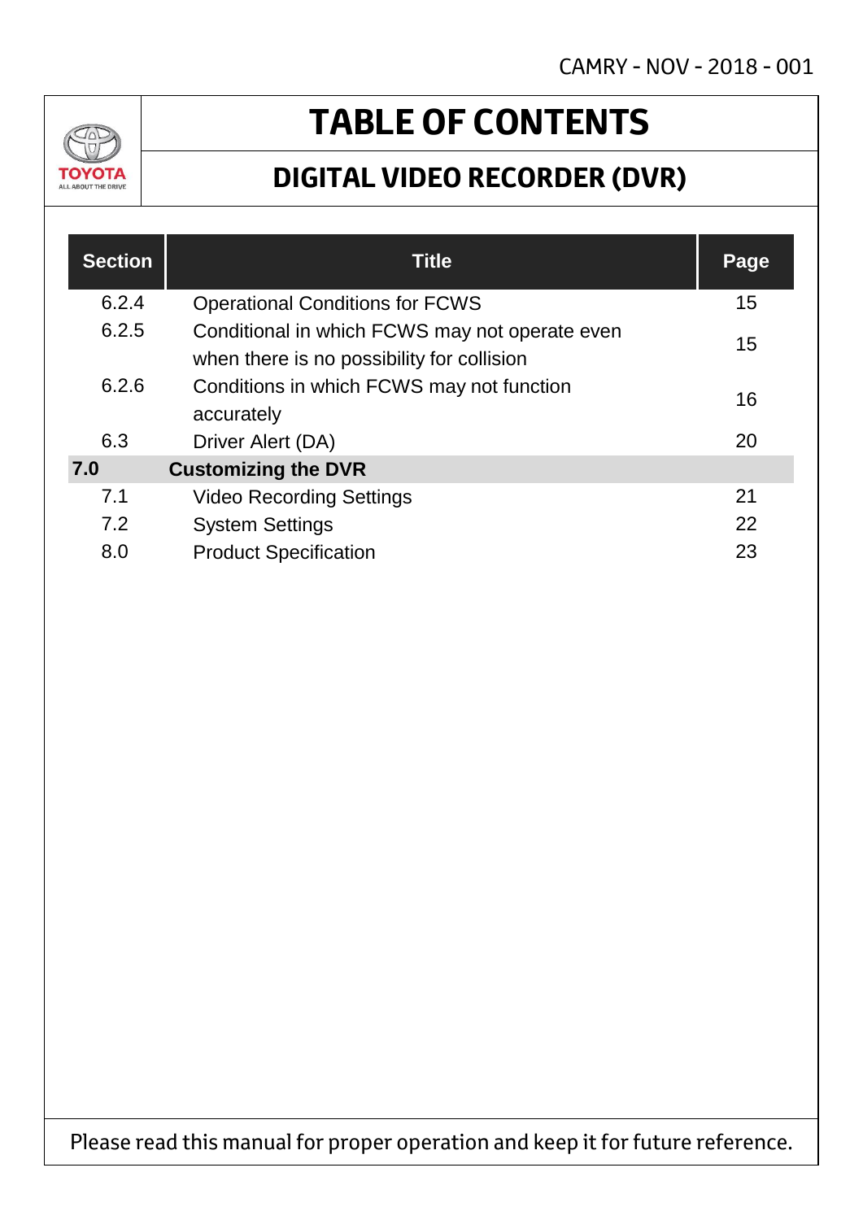# TABLE OF CONTENTS

## DIGITAL VIDEO RECORDER (DVR)

| Section | Title | Page |
|---|---|---|
| 6.2.4 | Operational Conditions for FCWS | 15 |
| 6.2.5 | Conditional in which FCWS may not operate even when there is no possibility for collision | 15 |
| 6.2.6 | Conditions in which FCWS may not function accurately | 16 |
| 6.3 | Driver Alert (DA) | 20 |
| **7.0** | **Customizing the DVR** | |
| 7.1 | Video Recording Settings | 21 |
| 7.2 | System Settings | 22 |
| 8.0 | Product Specification | 23 |

Please read this manual for proper operation and keep it for future reference.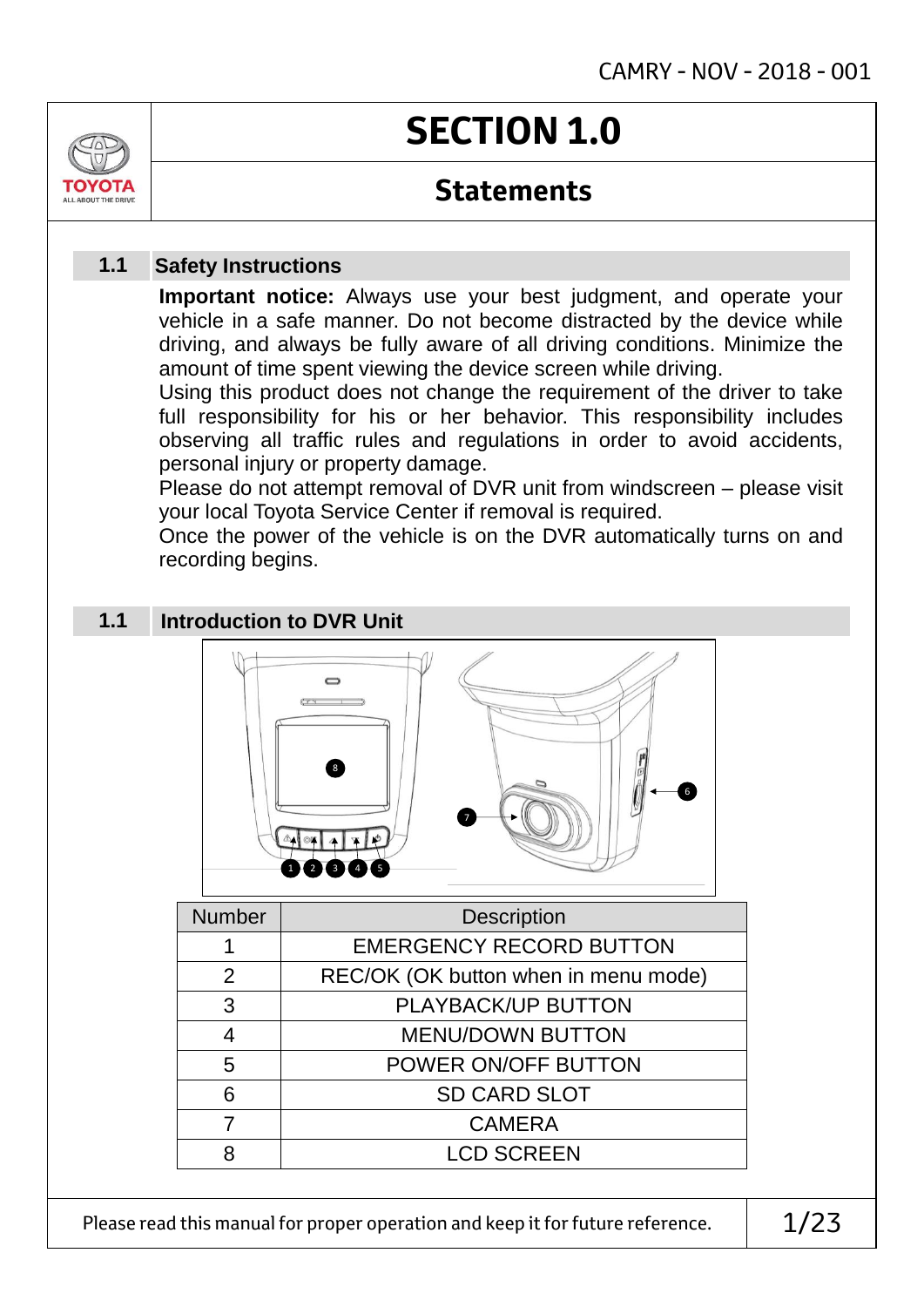CAMRY - NOV - 2018 - 001

# SECTION 1.0

## Statements

### 1.1 Safety Instructions

**Important notice:** Always use your best judgment, and operate your vehicle in a safe manner. Do not become distracted by the device while driving, and always be fully aware of all driving conditions. Minimize the amount of time spent viewing the device screen while driving.
Using this product does not change the requirement of the driver to take full responsibility for his or her behavior. This responsibility includes observing all traffic rules and regulations in order to avoid accidents, personal injury or property damage.
Please do not attempt removal of DVR unit from windscreen – please visit your local Toyota Service Center if removal is required.
Once the power of the vehicle is on the DVR automatically turns on and recording begins.

### 1.1 Introduction to DVR Unit

| Number | Description |
|---|---|
| 1 | EMERGENCY RECORD BUTTON |
| 2 | REC/OK (OK button when in menu mode) |
| 3 | PLAYBACK/UP BUTTON |
| 4 | MENU/DOWN BUTTON |
| 5 | POWER ON/OFF BUTTON |
| 6 | SD CARD SLOT |
| 7 | CAMERA |
| 8 | LCD SCREEN |

Please read this manual for proper operation and keep it for future reference.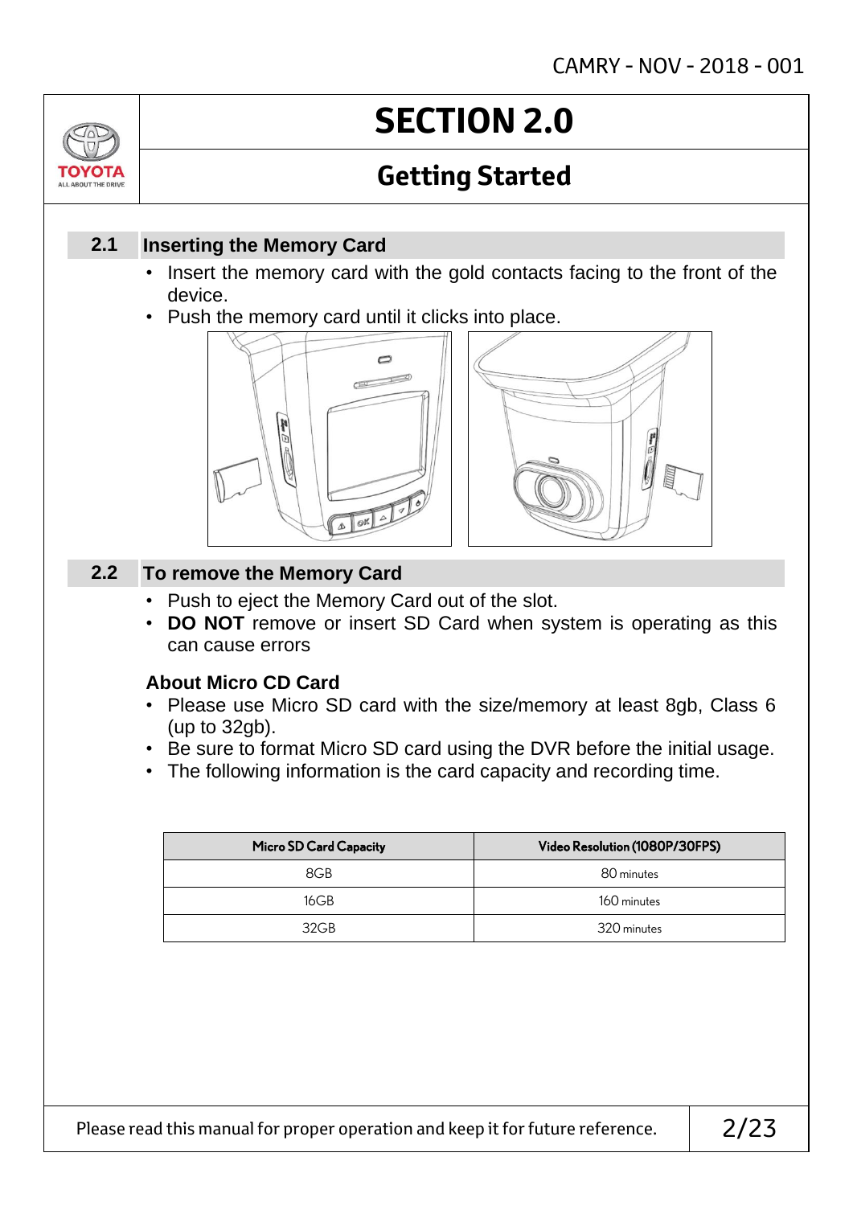# SECTION 2.0

## Getting Started

### 2.1 Inserting the Memory Card

- Insert the memory card with the gold contacts facing to the front of the device.
- Push the memory card until it clicks into place.

### 2.2 To remove the Memory Card

- Push to eject the Memory Card out of the slot.
- **DO NOT** remove or insert SD Card when system is operating as this can cause errors

**About Micro CD Card**

- Please use Micro SD card with the size/memory at least 8gb, Class 6 (up to 32gb).
- Be sure to format Micro SD card using the DVR before the initial usage.
- The following information is the card capacity and recording time.

| Micro SD Card Capacity | Video Resolution (1080P/30FPS) |
|---|---|
| 8GB | 80 minutes |
| 16GB | 160 minutes |
| 32GB | 320 minutes |

Please read this manual for proper operation and keep it for future reference.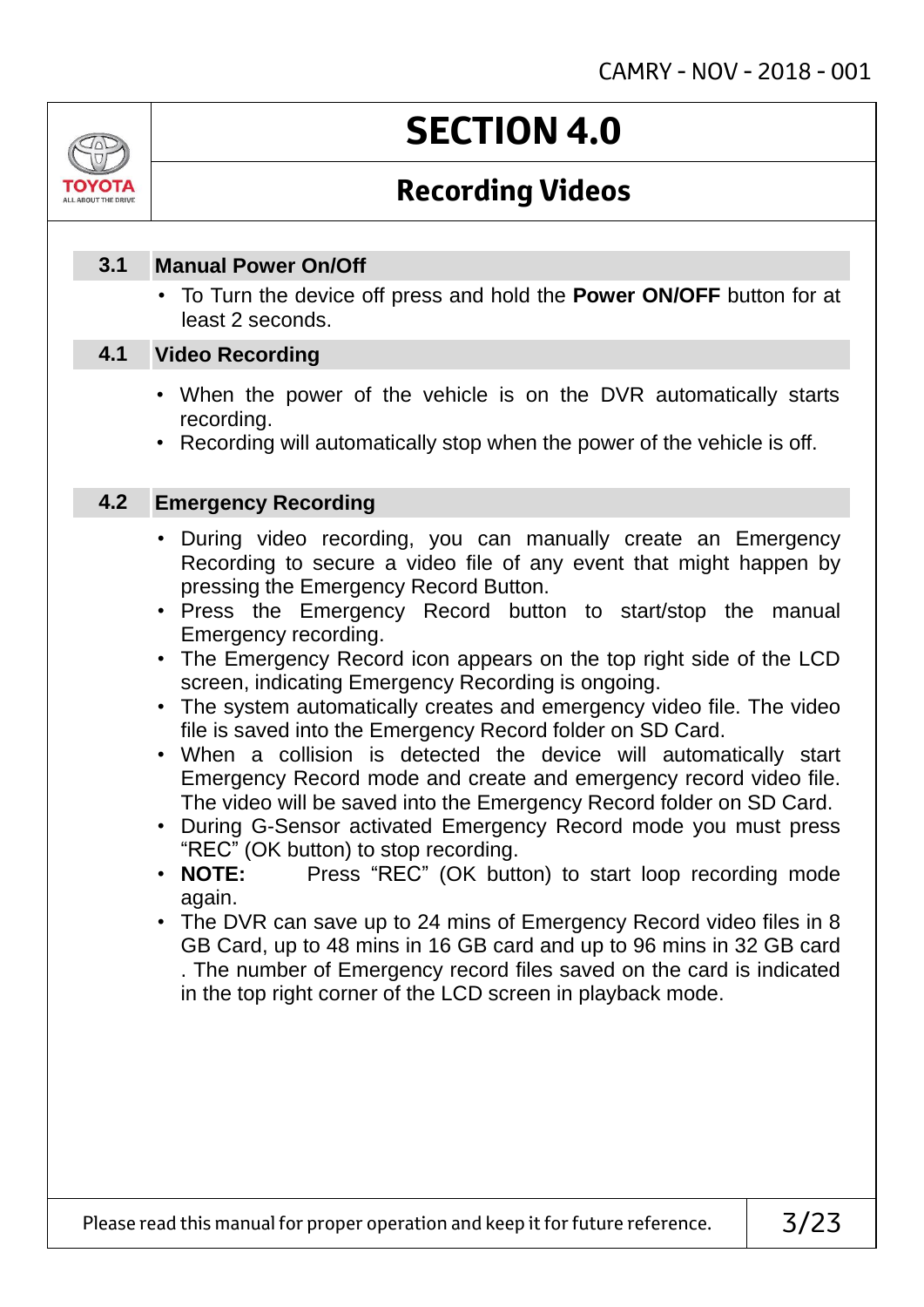# SECTION 4.0

## Recording Videos

### 3.1 Manual Power On/Off

- To Turn the device off press and hold the **Power ON/OFF** button for at least 2 seconds.

### 4.1 Video Recording

- When the power of the vehicle is on the DVR automatically starts recording.
- Recording will automatically stop when the power of the vehicle is off.

### 4.2 Emergency Recording

- During video recording, you can manually create an Emergency Recording to secure a video file of any event that might happen by pressing the Emergency Record Button.
- Press the Emergency Record button to start/stop the manual Emergency recording.
- The Emergency Record icon appears on the top right side of the LCD screen, indicating Emergency Recording is ongoing.
- The system automatically creates and emergency video file. The video file is saved into the Emergency Record folder on SD Card.
- When a collision is detected the device will automatically start Emergency Record mode and create and emergency record video file. The video will be saved into the Emergency Record folder on SD Card.
- During G-Sensor activated Emergency Record mode you must press "REC" (OK button) to stop recording.
- **NOTE:** Press "REC" (OK button) to start loop recording mode again.
- The DVR can save up to 24 mins of Emergency Record video files in 8 GB Card, up to 48 mins in 16 GB card and up to 96 mins in 32 GB card . The number of Emergency record files saved on the card is indicated in the top right corner of the LCD screen in playback mode.

Please read this manual for proper operation and keep it for future reference.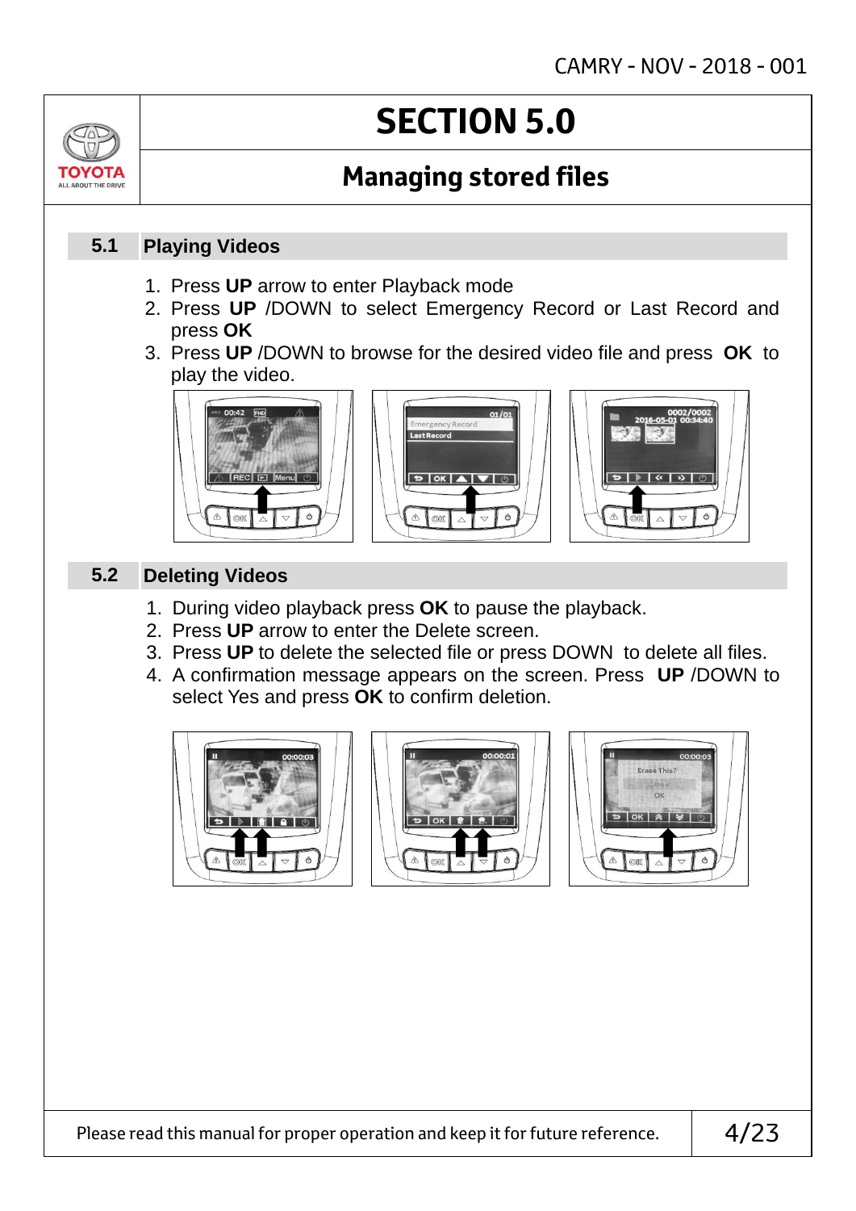# SECTION 5.0

## Managing stored files

### 5.1 Playing Videos

1. Press **UP** arrow to enter Playback mode
2. Press **UP** /DOWN to select Emergency Record or Last Record and press **OK**
3. Press **UP** /DOWN to browse for the desired video file and press **OK** to play the video.

### 5.2 Deleting Videos

1. During video playback press **OK** to pause the playback.
2. Press **UP** arrow to enter the Delete screen.
3. Press **UP** to delete the selected file or press DOWN to delete all files.
4. A confirmation message appears on the screen. Press **UP** /DOWN to select Yes and press **OK** to confirm deletion.

Please read this manual for proper operation and keep it for future reference.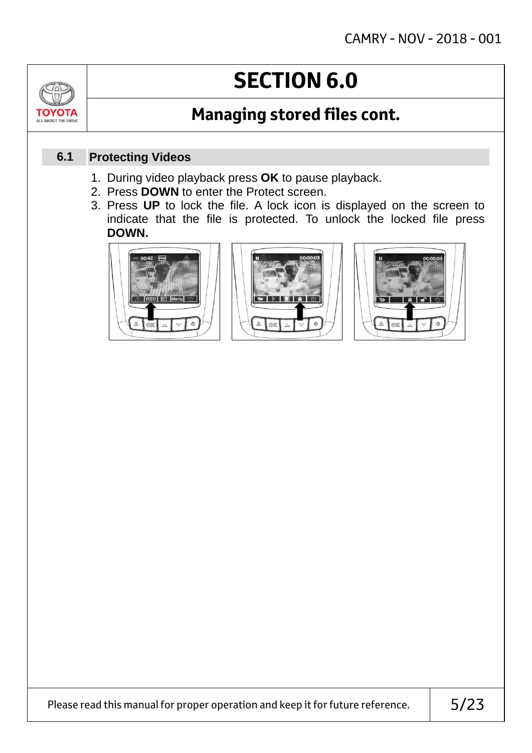# SECTION 6.0

## Managing stored files cont.

### 6.1 Protecting Videos

1. During video playback press **OK** to pause playback.
2. Press **DOWN** to enter the Protect screen.
3. Press **UP** to lock the file. A lock icon is displayed on the screen to indicate that the file is protected. To unlock the locked file press **DOWN.**

Please read this manual for proper operation and keep it for future reference.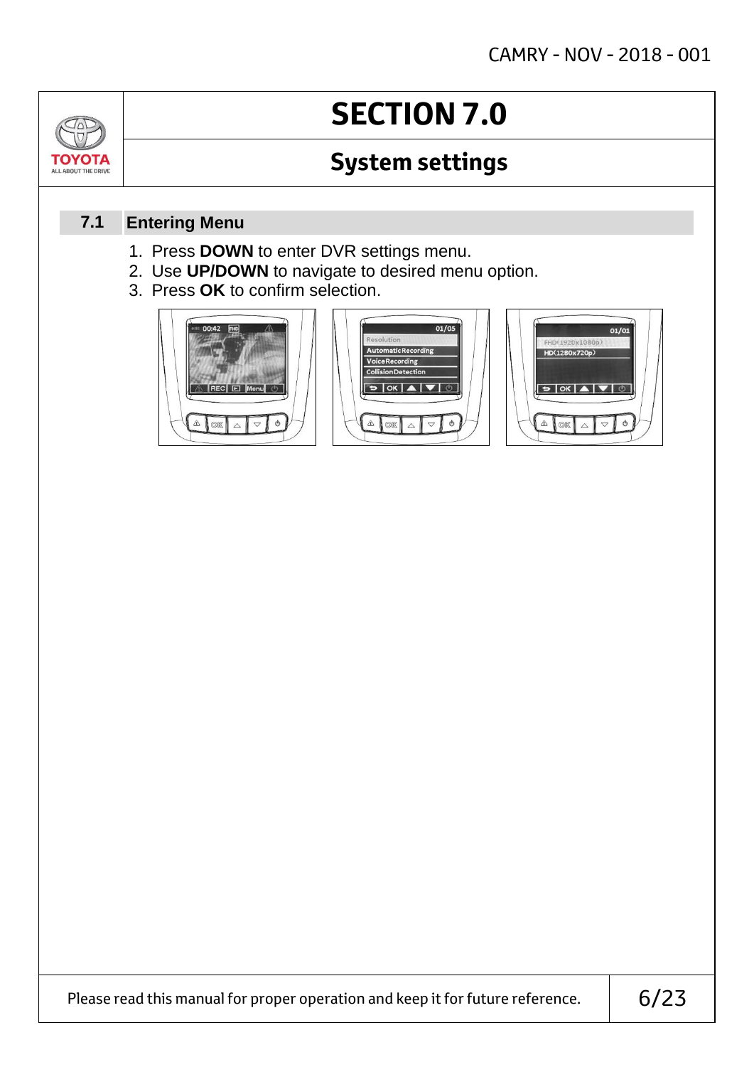# SECTION 7.0

## System settings

### 7.1 Entering Menu

1. Press **DOWN** to enter DVR settings menu.
2. Use **UP/DOWN** to navigate to desired menu option.
3. Press **OK** to confirm selection.

Please read this manual for proper operation and keep it for future reference.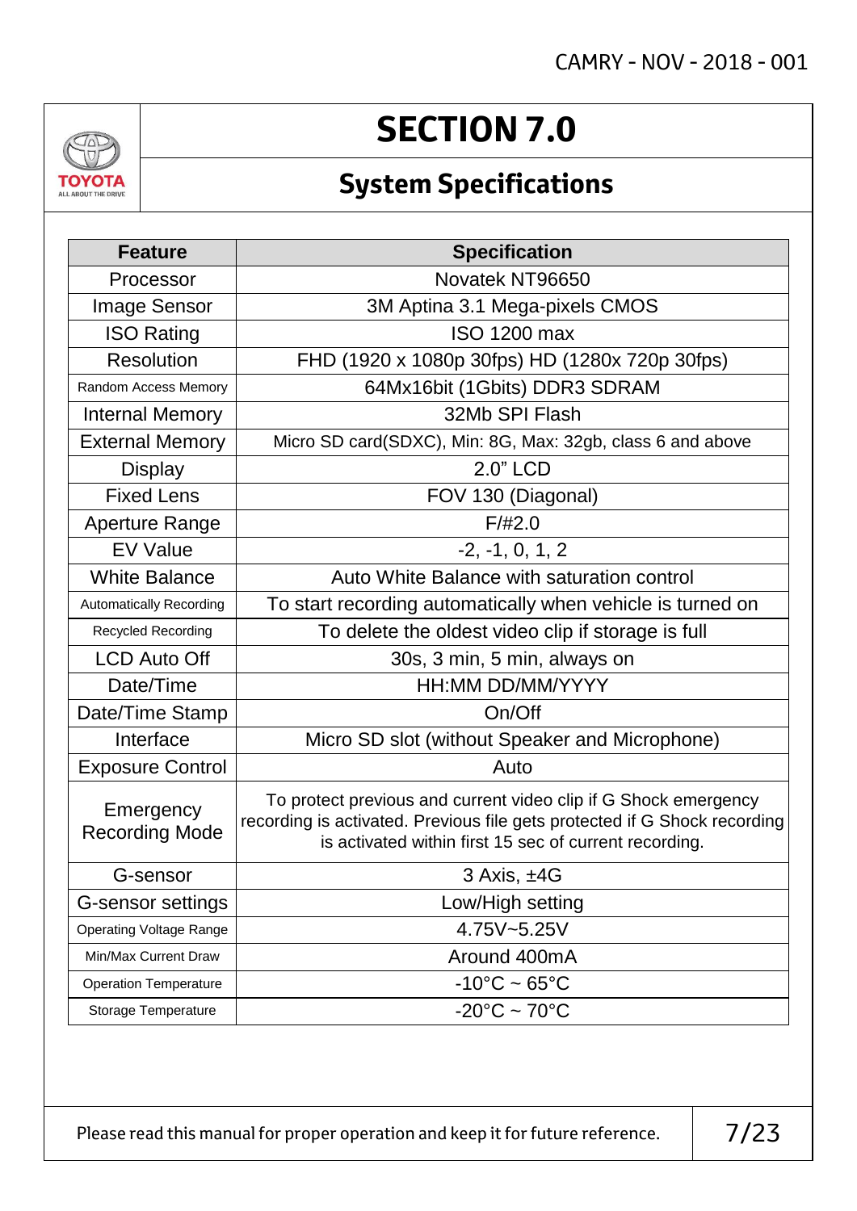# SECTION 7.0

## System Specifications

| Feature | Specification |
|---|---|
| Processor | Novatek NT96650 |
| Image Sensor | 3M Aptina 3.1 Mega-pixels CMOS |
| ISO Rating | ISO 1200 max |
| Resolution | FHD (1920 x 1080p 30fps) HD (1280x 720p 30fps) |
| Random Access Memory | 64Mx16bit (1Gbits) DDR3 SDRAM |
| Internal Memory | 32Mb SPI Flash |
| External Memory | Micro SD card(SDXC), Min: 8G, Max: 32gb, class 6 and above |
| Display | 2.0" LCD |
| Fixed Lens | FOV 130 (Diagonal) |
| Aperture Range | F/#2.0 |
| EV Value | -2, -1, 0, 1, 2 |
| White Balance | Auto White Balance with saturation control |
| Automatically Recording | To start recording automatically when vehicle is turned on |
| Recycled Recording | To delete the oldest video clip if storage is full |
| LCD Auto Off | 30s, 3 min, 5 min, always on |
| Date/Time | HH:MM DD/MM/YYYY |
| Date/Time Stamp | On/Off |
| Interface | Micro SD slot (without Speaker and Microphone) |
| Exposure Control | Auto |
| Emergency Recording Mode | To protect previous and current video clip if G Shock emergency recording is activated. Previous file gets protected if G Shock recording is activated within first 15 sec of current recording. |
| G-sensor | 3 Axis, ±4G |
| G-sensor settings | Low/High setting |
| Operating Voltage Range | 4.75V~5.25V |
| Min/Max Current Draw | Around 400mA |
| Operation Temperature | -10°C ~ 65°C |
| Storage Temperature | -20°C ~ 70°C |

Please read this manual for proper operation and keep it for future reference.